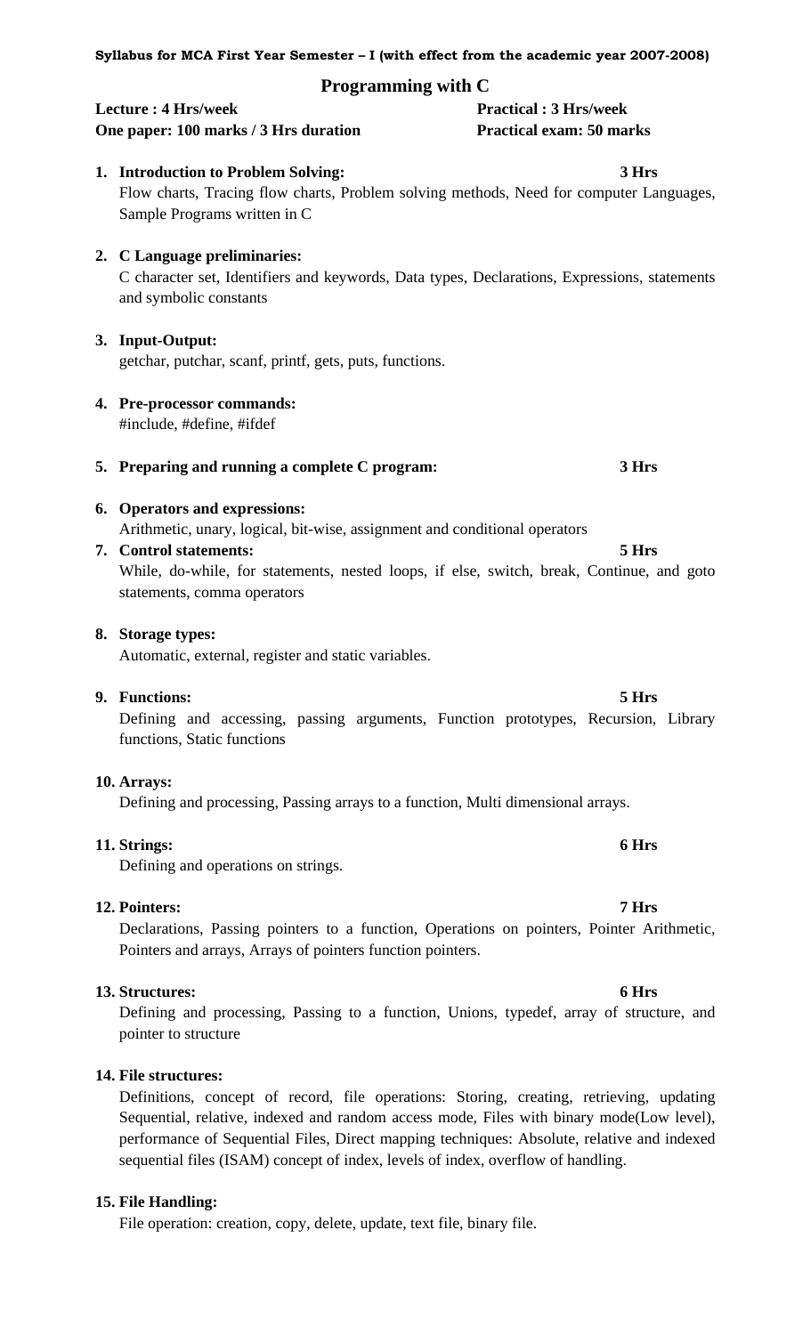**Syllabus for MCA First Year Semester – I (with effect from the academic year 2007-2008)**

## Programming with C

**Lecture : 4 Hrs/week** **Practical : 3 Hrs/week**
**One paper: 100 marks / 3 Hrs duration** **Practical exam: 50 marks**

1. **Introduction to Problem Solving:** **3 Hrs**
   Flow charts, Tracing flow charts, Problem solving methods, Need for computer Languages, Sample Programs written in C

2. **C Language preliminaries:**
   C character set, Identifiers and keywords, Data types, Declarations, Expressions, statements and symbolic constants

3. **Input-Output:**
   getchar, putchar, scanf, printf, gets, puts, functions.

4. **Pre-processor commands:**
   #include, #define, #ifdef

5. **Preparing and running a complete C program:** **3 Hrs**

6. **Operators and expressions:**
   Arithmetic, unary, logical, bit-wise, assignment and conditional operators

7. **Control statements:** **5 Hrs**
   While, do-while, for statements, nested loops, if else, switch, break, Continue, and goto statements, comma operators

8. **Storage types:**
   Automatic, external, register and static variables.

9. **Functions:** **5 Hrs**
   Defining and accessing, passing arguments, Function prototypes, Recursion, Library functions, Static functions

10. **Arrays:**
    Defining and processing, Passing arrays to a function, Multi dimensional arrays.

11. **Strings:** **6 Hrs**
    Defining and operations on strings.

12. **Pointers:** **7 Hrs**
    Declarations, Passing pointers to a function, Operations on pointers, Pointer Arithmetic, Pointers and arrays, Arrays of pointers function pointers.

13. **Structures:** **6 Hrs**
    Defining and processing, Passing to a function, Unions, typedef, array of structure, and pointer to structure

14. **File structures:**
    Definitions, concept of record, file operations: Storing, creating, retrieving, updating Sequential, relative, indexed and random access mode, Files with binary mode(Low level), performance of Sequential Files, Direct mapping techniques: Absolute, relative and indexed sequential files (ISAM) concept of index, levels of index, overflow of handling.

15. **File Handling:**
    File operation: creation, copy, delete, update, text file, binary file.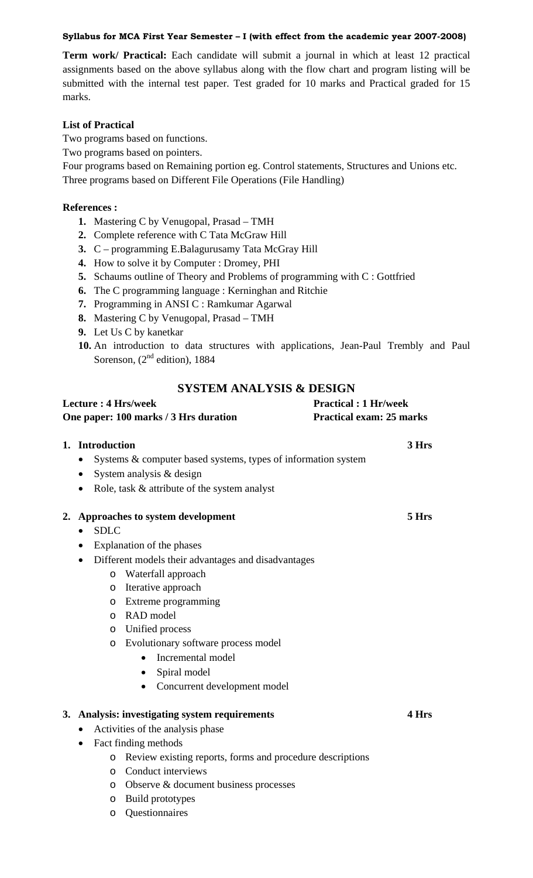**Term work/ Practical:** Each candidate will submit a journal in which at least 12 practical assignments based on the above syllabus along with the flow chart and program listing will be submitted with the internal test paper. Test graded for 10 marks and Practical graded for 15 marks.

**List of Practical**

Two programs based on functions.
Two programs based on pointers.
Four programs based on Remaining portion eg. Control statements, Structures and Unions etc.
Three programs based on Different File Operations (File Handling)

**References :**

1. Mastering C by Venugopal, Prasad – TMH
2. Complete reference with C Tata McGraw Hill
3. C – programming E.Balagurusamy Tata McGray Hill
4. How to solve it by Computer : Dromey, PHI
5. Schaums outline of Theory and Problems of programming with C : Gottfried
6. The C programming language : Kerninghan and Ritchie
7. Programming in ANSI C : Ramkumar Agarwal
8. Mastering C by Venugopal, Prasad – TMH
9. Let Us C by kanetkar
10. An introduction to data structures with applications, Jean-Paul Trembly and Paul Sorenson, (2nd edition), 1884

## SYSTEM ANALYSIS & DESIGN

**Lecture : 4 Hrs/week** — **Practical : 1 Hr/week**
**One paper: 100 marks / 3 Hrs duration** — **Practical exam: 25 marks**

**1. Introduction** — **3 Hrs**

- Systems & computer based systems, types of information system
- System analysis & design
- Role, task & attribute of the system analyst

**2. Approaches to system development** — **5 Hrs**

- SDLC
- Explanation of the phases
- Different models their advantages and disadvantages
  - Waterfall approach
  - Iterative approach
  - Extreme programming
  - RAD model
  - Unified process
  - Evolutionary software process model
    - Incremental model
    - Spiral model
    - Concurrent development model

**3. Analysis: investigating system requirements** — **4 Hrs**

- Activities of the analysis phase
- Fact finding methods
  - Review existing reports, forms and procedure descriptions
  - Conduct interviews
  - Observe & document business processes
  - Build prototypes
  - Questionnaires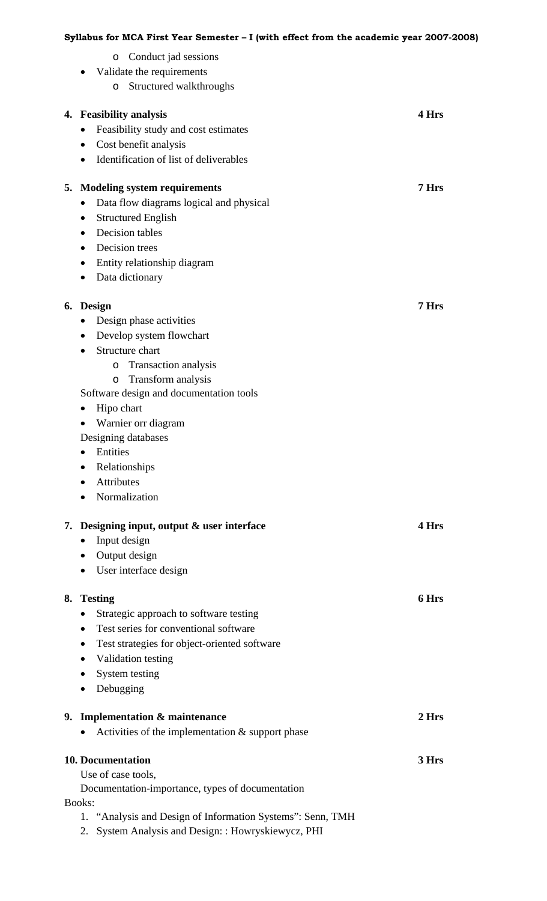- Conduct jad sessions
- Validate the requirements
  - Structured walkthroughs

**4. Feasibility analysis** **4 Hrs**

- Feasibility study and cost estimates
- Cost benefit analysis
- Identification of list of deliverables

**5. Modeling system requirements** **7 Hrs**

- Data flow diagrams logical and physical
- Structured English
- Decision tables
- Decision trees
- Entity relationship diagram
- Data dictionary

**6. Design** **7 Hrs**

- Design phase activities
- Develop system flowchart
- Structure chart
  - Transaction analysis
  - Transform analysis

Software design and documentation tools

- Hipo chart
- Warnier orr diagram

Designing databases

- Entities
- Relationships
- Attributes
- Normalization

**7. Designing input, output & user interface** **4 Hrs**

- Input design
- Output design
- User interface design

**8. Testing** **6 Hrs**

- Strategic approach to software testing
- Test series for conventional software
- Test strategies for object-oriented software
- Validation testing
- System testing
- Debugging

**9. Implementation & maintenance** **2 Hrs**

- Activities of the implementation & support phase

**10. Documentation** **3 Hrs**

Use of case tools,
Documentation-importance, types of documentation

Books:

1. "Analysis and Design of Information Systems": Senn, TMH
2. System Analysis and Design: : Howryskiewycz, PHI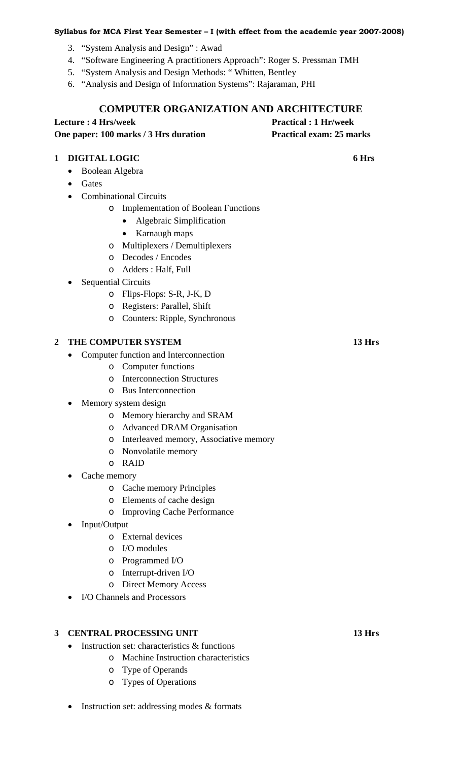3. "System Analysis and Design" : Awad
4. "Software Engineering A practitioners Approach": Roger S. Pressman TMH
5. "System Analysis and Design Methods: " Whitten, Bentley
6. "Analysis and Design of Information Systems": Rajaraman, PHI

## COMPUTER ORGANIZATION AND ARCHITECTURE

**Lecture : 4 Hrs/week** **Practical : 1 Hr/week**

**One paper: 100 marks / 3 Hrs duration** **Practical exam: 25 marks**

### 1 DIGITAL LOGIC 6 Hrs

- Boolean Algebra
- Gates
- Combinational Circuits
  - Implementation of Boolean Functions
    - Algebraic Simplification
    - Karnaugh maps
  - Multiplexers / Demultiplexers
  - Decodes / Encodes
  - Adders : Half, Full
- Sequential Circuits
  - Flips-Flops: S-R, J-K, D
  - Registers: Parallel, Shift
  - Counters: Ripple, Synchronous

### 2 THE COMPUTER SYSTEM 13 Hrs

- Computer function and Interconnection
  - Computer functions
  - Interconnection Structures
  - Bus Interconnection
- Memory system design
  - Memory hierarchy and SRAM
  - Advanced DRAM Organisation
  - Interleaved memory, Associative memory
  - Nonvolatile memory
  - RAID
- Cache memory
  - Cache memory Principles
  - Elements of cache design
  - Improving Cache Performance
- Input/Output
  - External devices
  - I/O modules
  - Programmed I/O
  - Interrupt-driven I/O
  - Direct Memory Access
- I/O Channels and Processors

### 3 CENTRAL PROCESSING UNIT 13 Hrs

- Instruction set: characteristics & functions
  - Machine Instruction characteristics
  - Type of Operands
  - Types of Operations
- Instruction set: addressing modes & formats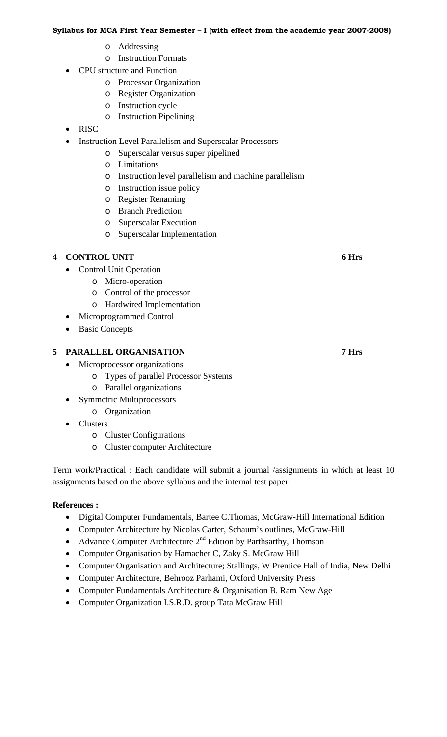- Addressing
    - Instruction Formats
- CPU structure and Function
    - Processor Organization
    - Register Organization
    - Instruction cycle
    - Instruction Pipelining
- RISC
- Instruction Level Parallelism and Superscalar Processors
    - Superscalar versus super pipelined
    - Limitations
    - Instruction level parallelism and machine parallelism
    - Instruction issue policy
    - Register Renaming
    - Branch Prediction
    - Superscalar Execution
    - Superscalar Implementation

## 4 CONTROL UNIT — 6 Hrs

- Control Unit Operation
    - Micro-operation
    - Control of the processor
    - Hardwired Implementation
- Microprogrammed Control
- Basic Concepts

## 5 PARALLEL ORGANISATION — 7 Hrs

- Microprocessor organizations
    - Types of parallel Processor Systems
    - Parallel organizations
- Symmetric Multiprocessors
    - Organization
- Clusters
    - Cluster Configurations
    - Cluster computer Architecture

Term work/Practical : Each candidate will submit a journal /assignments in which at least 10 assignments based on the above syllabus and the internal test paper.

**References :**

- Digital Computer Fundamentals, Bartee C.Thomas, McGraw-Hill International Edition
- Computer Architecture by Nicolas Carter, Schaum's outlines, McGraw-Hill
- Advance Computer Architecture 2nd Edition by Parthsarthy, Thomson
- Computer Organisation by Hamacher C, Zaky S. McGraw Hill
- Computer Organisation and Architecture; Stallings, W Prentice Hall of India, New Delhi
- Computer Architecture, Behrooz Parhami, Oxford University Press
- Computer Fundamentals Architecture & Organisation B. Ram New Age
- Computer Organization I.S.R.D. group Tata McGraw Hill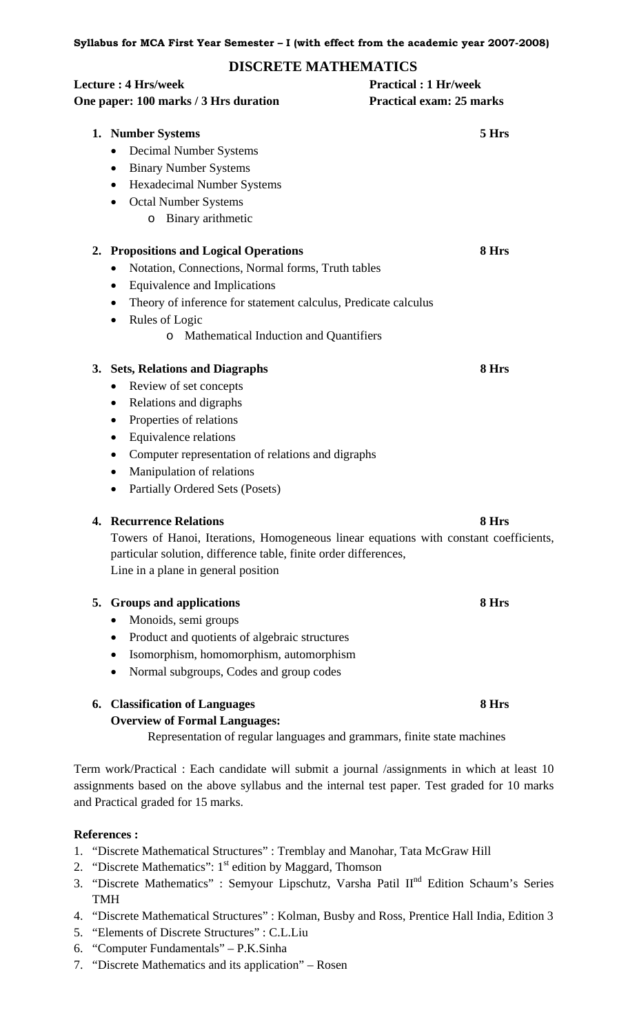**Syllabus for MCA First Year Semester – I (with effect from the academic year 2007-2008)**

## DISCRETE MATHEMATICS

**Lecture : 4 Hrs/week** — **Practical : 1 Hr/week**

**One paper: 100 marks / 3 Hrs duration** — **Practical exam: 25 marks**

1. **Number Systems** — **5 Hrs**
   - Decimal Number Systems
   - Binary Number Systems
   - Hexadecimal Number Systems
   - Octal Number Systems
     - Binary arithmetic

2. **Propositions and Logical Operations** — **8 Hrs**
   - Notation, Connections, Normal forms, Truth tables
   - Equivalence and Implications
   - Theory of inference for statement calculus, Predicate calculus
   - Rules of Logic
     - Mathematical Induction and Quantifiers

3. **Sets, Relations and Diagraphs** — **8 Hrs**
   - Review of set concepts
   - Relations and digraphs
   - Properties of relations
   - Equivalence relations
   - Computer representation of relations and digraphs
   - Manipulation of relations
   - Partially Ordered Sets (Posets)

4. **Recurrence Relations** — **8 Hrs**

   Towers of Hanoi, Iterations, Homogeneous linear equations with constant coefficients, particular solution, difference table, finite order differences,
   Line in a plane in general position

5. **Groups and applications** — **8 Hrs**
   - Monoids, semi groups
   - Product and quotients of algebraic structures
   - Isomorphism, homomorphism, automorphism
   - Normal subgroups, Codes and group codes

6. **Classification of Languages** — **8 Hrs**

   **Overview of Formal Languages:**

   Representation of regular languages and grammars, finite state machines

Term work/Practical : Each candidate will submit a journal /assignments in which at least 10 assignments based on the above syllabus and the internal test paper. Test graded for 10 marks and Practical graded for 15 marks.

**References :**

1. "Discrete Mathematical Structures" : Tremblay and Manohar, Tata McGraw Hill
2. "Discrete Mathematics": 1st edition by Maggard, Thomson
3. "Discrete Mathematics" : Semyour Lipschutz, Varsha Patil IInd Edition Schaum's Series TMH
4. "Discrete Mathematical Structures" : Kolman, Busby and Ross, Prentice Hall India, Edition 3
5. "Elements of Discrete Structures" : C.L.Liu
6. "Computer Fundamentals" – P.K.Sinha
7. "Discrete Mathematics and its application" – Rosen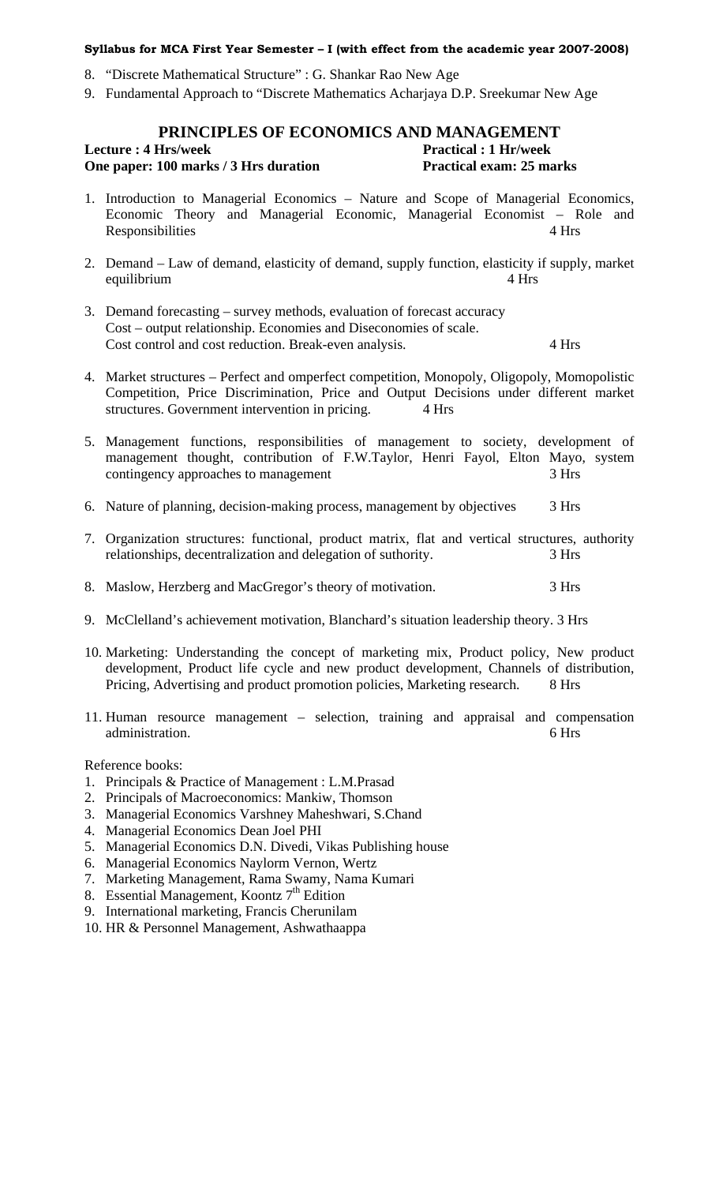8. "Discrete Mathematical Structure" : G. Shankar Rao New Age
9. Fundamental Approach to "Discrete Mathematics Acharjaya D.P. Sreekumar New Age

## PRINCIPLES OF ECONOMICS AND MANAGEMENT

**Lecture : 4 Hrs/week** **Practical : 1 Hr/week**
**One paper: 100 marks / 3 Hrs duration** **Practical exam: 25 marks**

1. Introduction to Managerial Economics – Nature and Scope of Managerial Economics, Economic Theory and Managerial Economic, Managerial Economist – Role and Responsibilities 4 Hrs

2. Demand – Law of demand, elasticity of demand, supply function, elasticity if supply, market equilibrium 4 Hrs

3. Demand forecasting – survey methods, evaluation of forecast accuracy
   Cost – output relationship. Economies and Diseconomies of scale.
   Cost control and cost reduction. Break-even analysis. 4 Hrs

4. Market structures – Perfect and omperfect competition, Monopoly, Oligopoly, Momopolistic Competition, Price Discrimination, Price and Output Decisions under different market structures. Government intervention in pricing. 4 Hrs

5. Management functions, responsibilities of management to society, development of management thought, contribution of F.W.Taylor, Henri Fayol, Elton Mayo, system contingency approaches to management 3 Hrs

6. Nature of planning, decision-making process, management by objectives 3 Hrs

7. Organization structures: functional, product matrix, flat and vertical structures, authority relationships, decentralization and delegation of suthority. 3 Hrs

8. Maslow, Herzberg and MacGregor's theory of motivation. 3 Hrs

9. McClelland's achievement motivation, Blanchard's situation leadership theory. 3 Hrs

10. Marketing: Understanding the concept of marketing mix, Product policy, New product development, Product life cycle and new product development, Channels of distribution, Pricing, Advertising and product promotion policies, Marketing research. 8 Hrs

11. Human resource management – selection, training and appraisal and compensation administration. 6 Hrs

Reference books:

1. Principals & Practice of Management : L.M.Prasad
2. Principals of Macroeconomics: Mankiw, Thomson
3. Managerial Economics Varshney Maheshwari, S.Chand
4. Managerial Economics Dean Joel PHI
5. Managerial Economics D.N. Divedi, Vikas Publishing house
6. Managerial Economics Naylorm Vernon, Wertz
7. Marketing Management, Rama Swamy, Nama Kumari
8. Essential Management, Koontz 7th Edition
9. International marketing, Francis Cherunilam
10. HR & Personnel Management, Ashwathaappa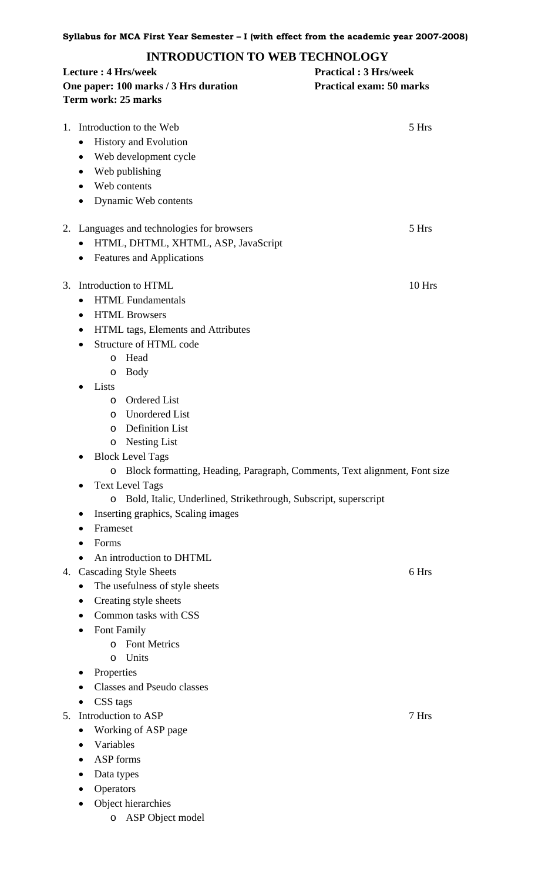**Syllabus for MCA First Year Semester – I (with effect from the academic year 2007-2008)**

## INTRODUCTION TO WEB TECHNOLOGY

**Lecture : 4 Hrs/week** — **Practical : 3 Hrs/week**
**One paper: 100 marks / 3 Hrs duration** — **Practical exam: 50 marks**
**Term work: 25 marks**

1. Introduction to the Web — 5 Hrs
   - History and Evolution
   - Web development cycle
   - Web publishing
   - Web contents
   - Dynamic Web contents

2. Languages and technologies for browsers — 5 Hrs
   - HTML, DHTML, XHTML, ASP, JavaScript
   - Features and Applications

3. Introduction to HTML — 10 Hrs
   - HTML Fundamentals
   - HTML Browsers
   - HTML tags, Elements and Attributes
   - Structure of HTML code
     - Head
     - Body
   - Lists
     - Ordered List
     - Unordered List
     - Definition List
     - Nesting List
   - Block Level Tags
     - Block formatting, Heading, Paragraph, Comments, Text alignment, Font size
   - Text Level Tags
     - Bold, Italic, Underlined, Strikethrough, Subscript, superscript
   - Inserting graphics, Scaling images
   - Frameset
   - Forms
   - An introduction to DHTML

4. Cascading Style Sheets — 6 Hrs
   - The usefulness of style sheets
   - Creating style sheets
   - Common tasks with CSS
   - Font Family
     - Font Metrics
     - Units
   - Properties
   - Classes and Pseudo classes
   - CSS tags

5. Introduction to ASP — 7 Hrs
   - Working of ASP page
   - Variables
   - ASP forms
   - Data types
   - Operators
   - Object hierarchies
     - ASP Object model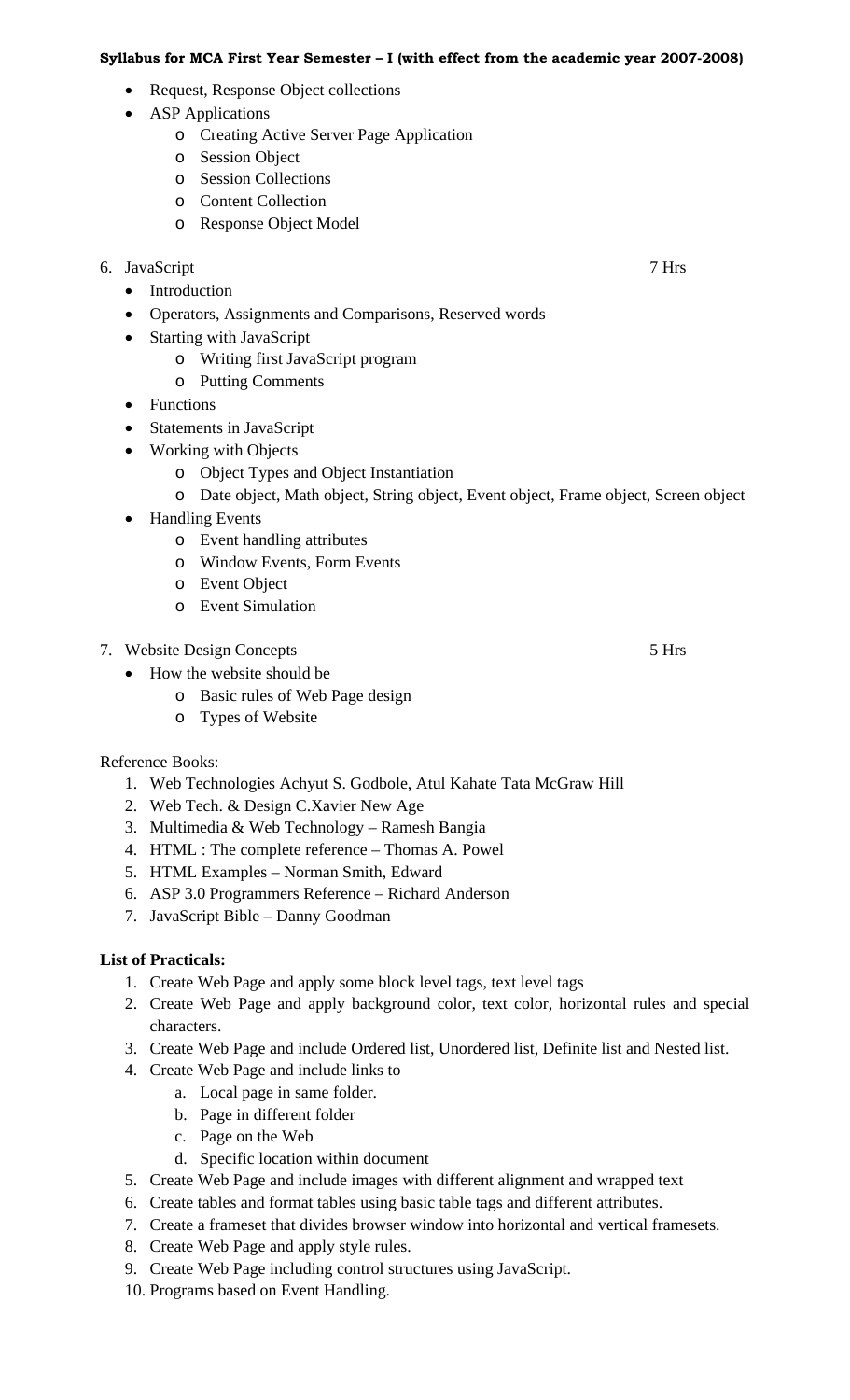- Request, Response Object collections
- ASP Applications
  - Creating Active Server Page Application
  - Session Object
  - Session Collections
  - Content Collection
  - Response Object Model

6. JavaScript 7 Hrs
   - Introduction
   - Operators, Assignments and Comparisons, Reserved words
   - Starting with JavaScript
     - Writing first JavaScript program
     - Putting Comments
   - Functions
   - Statements in JavaScript
   - Working with Objects
     - Object Types and Object Instantiation
     - Date object, Math object, String object, Event object, Frame object, Screen object
   - Handling Events
     - Event handling attributes
     - Window Events, Form Events
     - Event Object
     - Event Simulation

7. Website Design Concepts 5 Hrs
   - How the website should be
     - Basic rules of Web Page design
     - Types of Website

Reference Books:

1. Web Technologies Achyut S. Godbole, Atul Kahate Tata McGraw Hill
2. Web Tech. & Design C.Xavier New Age
3. Multimedia & Web Technology – Ramesh Bangia
4. HTML : The complete reference – Thomas A. Powel
5. HTML Examples – Norman Smith, Edward
6. ASP 3.0 Programmers Reference – Richard Anderson
7. JavaScript Bible – Danny Goodman

**List of Practicals:**

1. Create Web Page and apply some block level tags, text level tags
2. Create Web Page and apply background color, text color, horizontal rules and special characters.
3. Create Web Page and include Ordered list, Unordered list, Definite list and Nested list.
4. Create Web Page and include links to
   a. Local page in same folder.
   b. Page in different folder
   c. Page on the Web
   d. Specific location within document
5. Create Web Page and include images with different alignment and wrapped text
6. Create tables and format tables using basic table tags and different attributes.
7. Create a frameset that divides browser window into horizontal and vertical framesets.
8. Create Web Page and apply style rules.
9. Create Web Page including control structures using JavaScript.
10. Programs based on Event Handling.